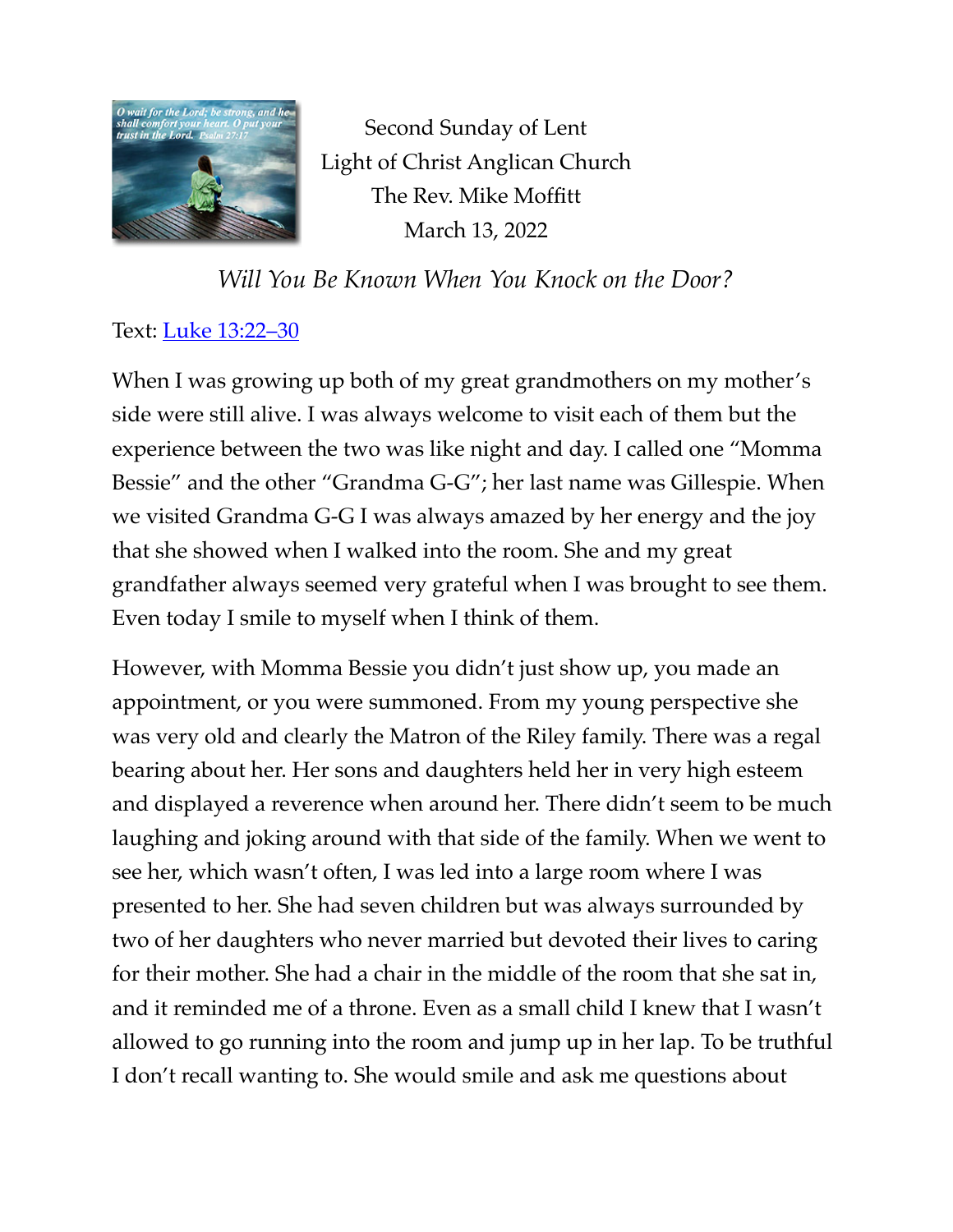Second Sunday of Lent
Light of Christ Anglican Church
The Rev. Mike Moffitt
March 13, 2022

*Will You Be Known When You Knock on the Door?*

Text: Luke 13:22–30

When I was growing up both of my great grandmothers on my mother's side were still alive. I was always welcome to visit each of them but the experience between the two was like night and day. I called one "Momma Bessie" and the other "Grandma G-G"; her last name was Gillespie. When we visited Grandma G-G I was always amazed by her energy and the joy that she showed when I walked into the room. She and my great grandfather always seemed very grateful when I was brought to see them. Even today I smile to myself when I think of them.

However, with Momma Bessie you didn't just show up, you made an appointment, or you were summoned. From my young perspective she was very old and clearly the Matron of the Riley family. There was a regal bearing about her. Her sons and daughters held her in very high esteem and displayed a reverence when around her. There didn't seem to be much laughing and joking around with that side of the family. When we went to see her, which wasn't often, I was led into a large room where I was presented to her. She had seven children but was always surrounded by two of her daughters who never married but devoted their lives to caring for their mother. She had a chair in the middle of the room that she sat in, and it reminded me of a throne. Even as a small child I knew that I wasn't allowed to go running into the room and jump up in her lap. To be truthful I don't recall wanting to. She would smile and ask me questions about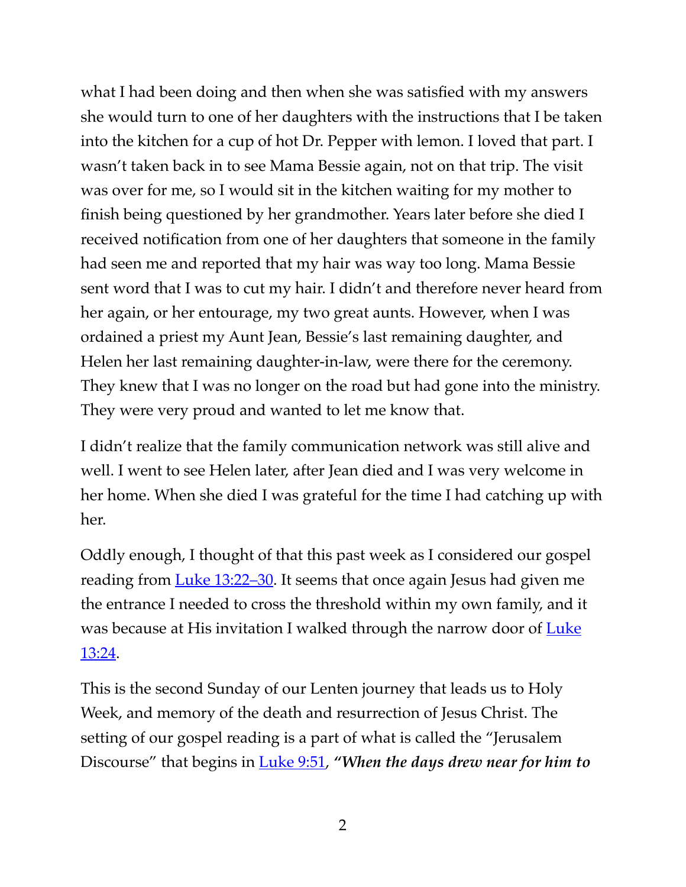what I had been doing and then when she was satisfied with my answers she would turn to one of her daughters with the instructions that I be taken into the kitchen for a cup of hot Dr. Pepper with lemon. I loved that part. I wasn't taken back in to see Mama Bessie again, not on that trip. The visit was over for me, so I would sit in the kitchen waiting for my mother to finish being questioned by her grandmother. Years later before she died I received notification from one of her daughters that someone in the family had seen me and reported that my hair was way too long. Mama Bessie sent word that I was to cut my hair. I didn't and therefore never heard from her again, or her entourage, my two great aunts. However, when I was ordained a priest my Aunt Jean, Bessie's last remaining daughter, and Helen her last remaining daughter-in-law, were there for the ceremony. They knew that I was no longer on the road but had gone into the ministry. They were very proud and wanted to let me know that.

I didn't realize that the family communication network was still alive and well. I went to see Helen later, after Jean died and I was very welcome in her home. When she died I was grateful for the time I had catching up with her.

Oddly enough, I thought of that this past week as I considered our gospel reading from [Luke 13:22–30](). It seems that once again Jesus had given me the entrance I needed to cross the threshold within my own family, and it was because at His invitation I walked through the narrow door of [Luke 13:24]().

This is the second Sunday of our Lenten journey that leads us to Holy Week, and memory of the death and resurrection of Jesus Christ. The setting of our gospel reading is a part of what is called the "Jerusalem Discourse" that begins in [Luke 9:51](), ***"When the days drew near for him to***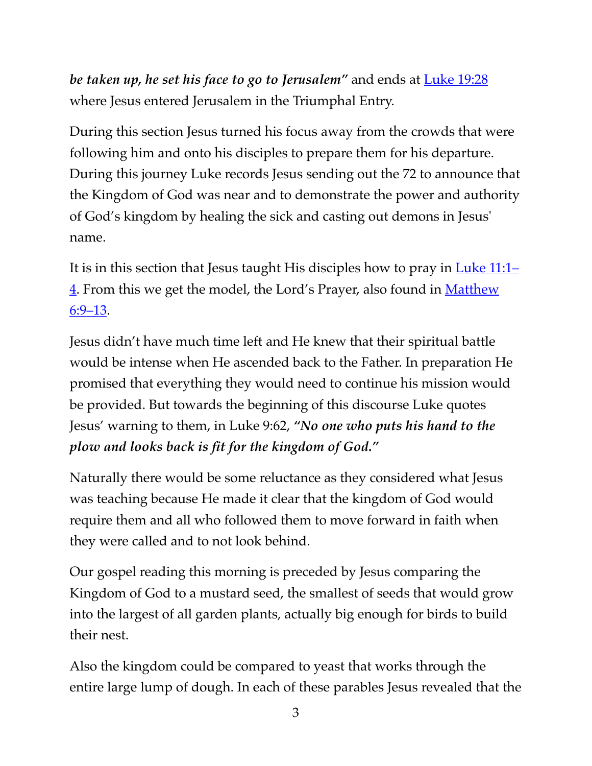***be taken up, he set his face to go to Jerusalem"*** and ends at [Luke 19:28](Luke 19:28) where Jesus entered Jerusalem in the Triumphal Entry.

During this section Jesus turned his focus away from the crowds that were following him and onto his disciples to prepare them for his departure. During this journey Luke records Jesus sending out the 72 to announce that the Kingdom of God was near and to demonstrate the power and authority of God's kingdom by healing the sick and casting out demons in Jesus' name.

It is in this section that Jesus taught His disciples how to pray in [Luke 11:1–4](Luke 11:1–4). From this we get the model, the Lord's Prayer, also found in [Matthew 6:9–13](Matthew 6:9–13).

Jesus didn't have much time left and He knew that their spiritual battle would be intense when He ascended back to the Father. In preparation He promised that everything they would need to continue his mission would be provided. But towards the beginning of this discourse Luke quotes Jesus' warning to them, in Luke 9:62, ***"No one who puts his hand to the plow and looks back is fit for the kingdom of God."***

Naturally there would be some reluctance as they considered what Jesus was teaching because He made it clear that the kingdom of God would require them and all who followed them to move forward in faith when they were called and to not look behind.

Our gospel reading this morning is preceded by Jesus comparing the Kingdom of God to a mustard seed, the smallest of seeds that would grow into the largest of all garden plants, actually big enough for birds to build their nest.

Also the kingdom could be compared to yeast that works through the entire large lump of dough. In each of these parables Jesus revealed that the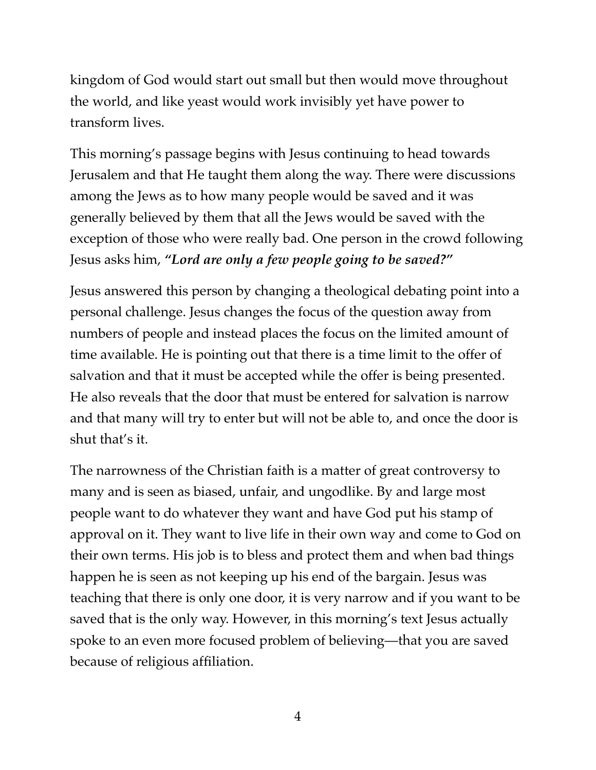kingdom of God would start out small but then would move throughout the world, and like yeast would work invisibly yet have power to transform lives.

This morning's passage begins with Jesus continuing to head towards Jerusalem and that He taught them along the way. There were discussions among the Jews as to how many people would be saved and it was generally believed by them that all the Jews would be saved with the exception of those who were really bad. One person in the crowd following Jesus asks him, ***"Lord are only a few people going to be saved?"***

Jesus answered this person by changing a theological debating point into a personal challenge. Jesus changes the focus of the question away from numbers of people and instead places the focus on the limited amount of time available. He is pointing out that there is a time limit to the offer of salvation and that it must be accepted while the offer is being presented. He also reveals that the door that must be entered for salvation is narrow and that many will try to enter but will not be able to, and once the door is shut that's it.

The narrowness of the Christian faith is a matter of great controversy to many and is seen as biased, unfair, and ungodlike. By and large most people want to do whatever they want and have God put his stamp of approval on it. They want to live life in their own way and come to God on their own terms. His job is to bless and protect them and when bad things happen he is seen as not keeping up his end of the bargain. Jesus was teaching that there is only one door, it is very narrow and if you want to be saved that is the only way. However, in this morning's text Jesus actually spoke to an even more focused problem of believing—that you are saved because of religious affiliation.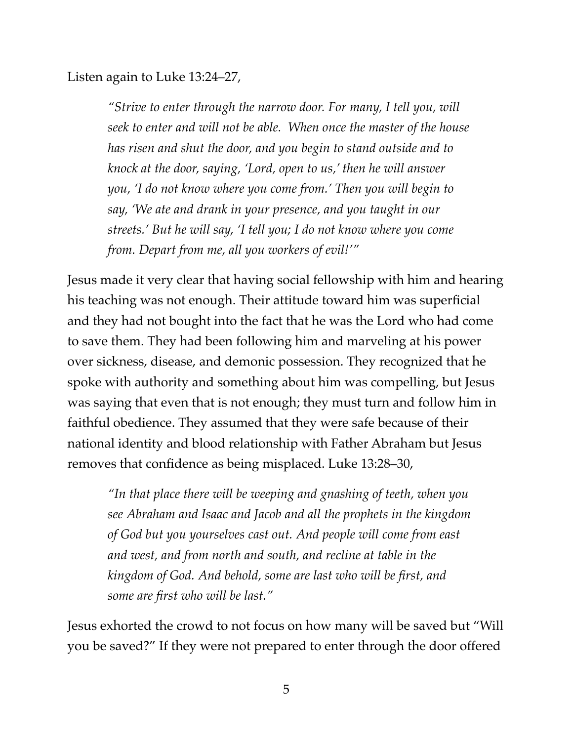Listen again to Luke 13:24–27,

> *"Strive to enter through the narrow door. For many, I tell you, will seek to enter and will not be able. When once the master of the house has risen and shut the door, and you begin to stand outside and to knock at the door, saying, 'Lord, open to us,' then he will answer you, 'I do not know where you come from.' Then you will begin to say, 'We ate and drank in your presence, and you taught in our streets.' But he will say, 'I tell you; I do not know where you come from. Depart from me, all you workers of evil!'"*

Jesus made it very clear that having social fellowship with him and hearing his teaching was not enough. Their attitude toward him was superficial and they had not bought into the fact that he was the Lord who had come to save them. They had been following him and marveling at his power over sickness, disease, and demonic possession. They recognized that he spoke with authority and something about him was compelling, but Jesus was saying that even that is not enough; they must turn and follow him in faithful obedience. They assumed that they were safe because of their national identity and blood relationship with Father Abraham but Jesus removes that confidence as being misplaced. Luke 13:28–30,

> *"In that place there will be weeping and gnashing of teeth, when you see Abraham and Isaac and Jacob and all the prophets in the kingdom of God but you yourselves cast out. And people will come from east and west, and from north and south, and recline at table in the kingdom of God. And behold, some are last who will be first, and some are first who will be last."*

Jesus exhorted the crowd to not focus on how many will be saved but "Will you be saved?" If they were not prepared to enter through the door offered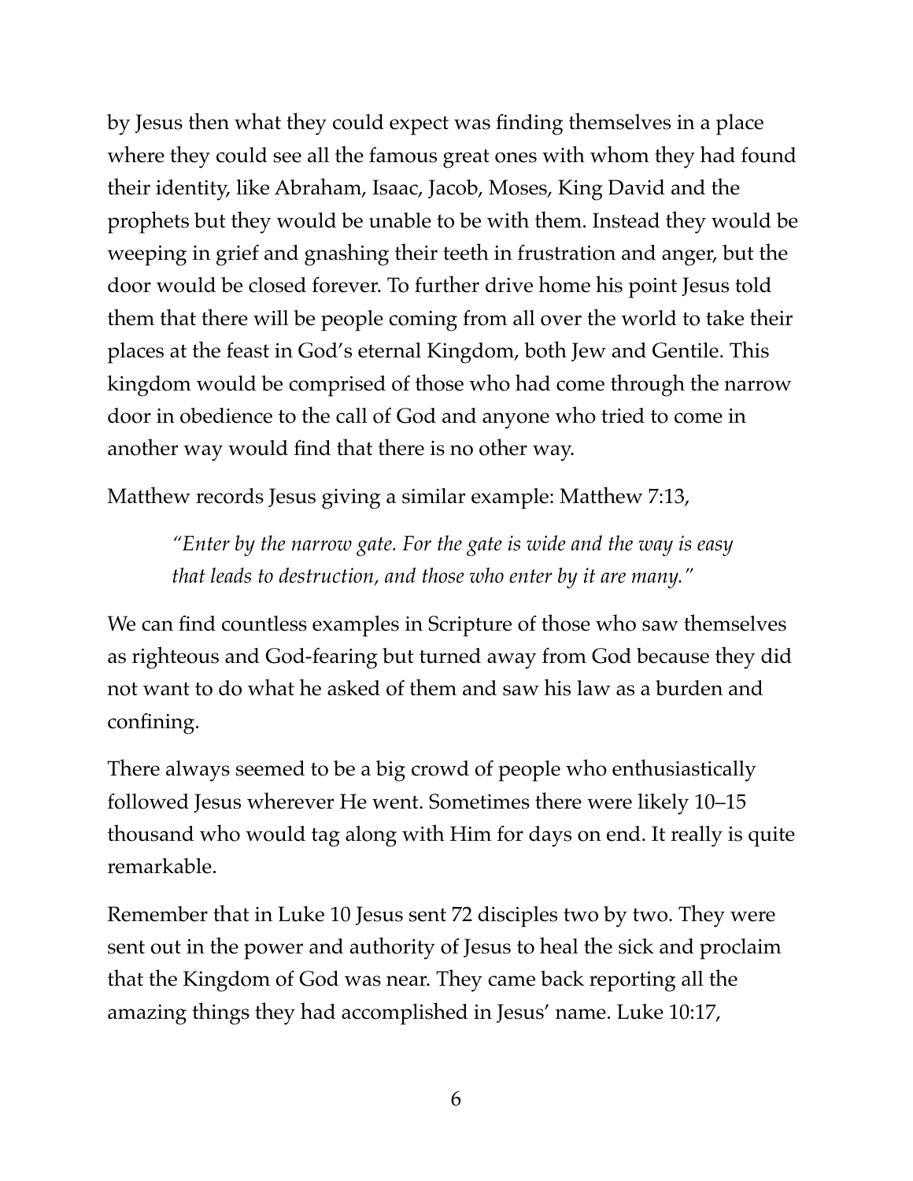by Jesus then what they could expect was finding themselves in a place where they could see all the famous great ones with whom they had found their identity, like Abraham, Isaac, Jacob, Moses, King David and the prophets but they would be unable to be with them. Instead they would be weeping in grief and gnashing their teeth in frustration and anger, but the door would be closed forever. To further drive home his point Jesus told them that there will be people coming from all over the world to take their places at the feast in God's eternal Kingdom, both Jew and Gentile. This kingdom would be comprised of those who had come through the narrow door in obedience to the call of God and anyone who tried to come in another way would find that there is no other way.

Matthew records Jesus giving a similar example: Matthew 7:13,

> *"Enter by the narrow gate. For the gate is wide and the way is easy that leads to destruction, and those who enter by it are many."*

We can find countless examples in Scripture of those who saw themselves as righteous and God-fearing but turned away from God because they did not want to do what he asked of them and saw his law as a burden and confining.

There always seemed to be a big crowd of people who enthusiastically followed Jesus wherever He went. Sometimes there were likely 10–15 thousand who would tag along with Him for days on end. It really is quite remarkable.

Remember that in Luke 10 Jesus sent 72 disciples two by two. They were sent out in the power and authority of Jesus to heal the sick and proclaim that the Kingdom of God was near. They came back reporting all the amazing things they had accomplished in Jesus' name. Luke 10:17,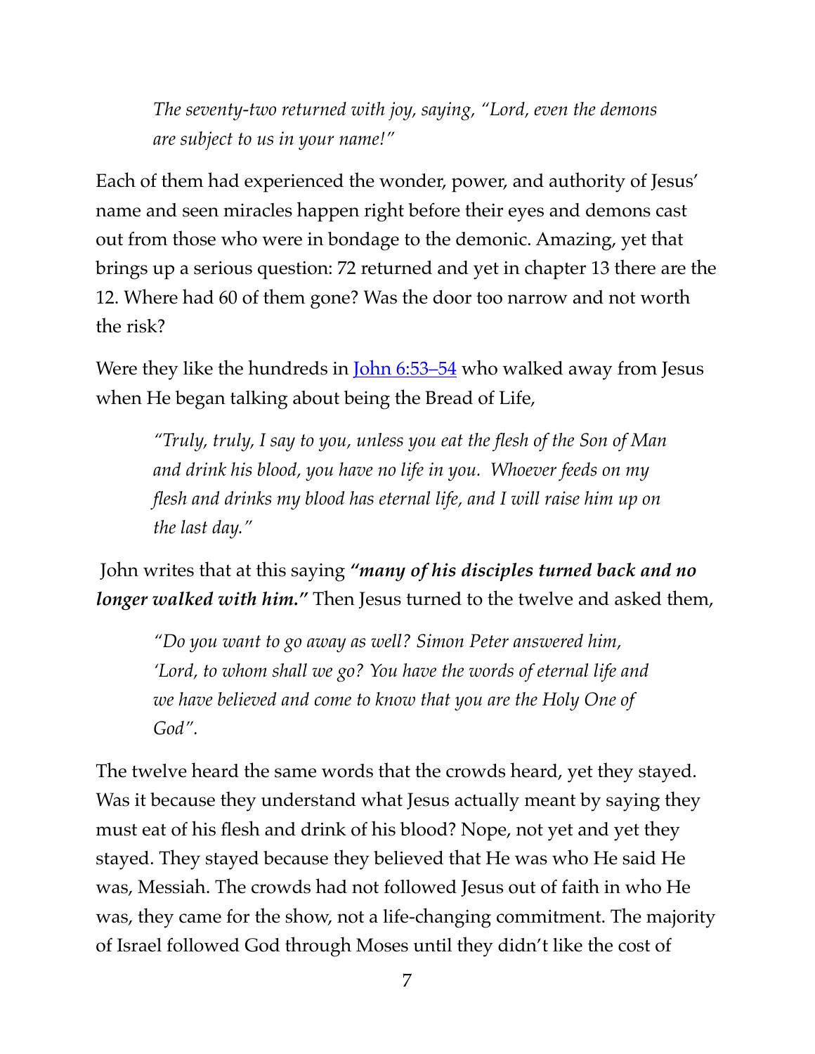> *The seventy-two returned with joy, saying, "Lord, even the demons are subject to us in your name!"*

Each of them had experienced the wonder, power, and authority of Jesus' name and seen miracles happen right before their eyes and demons cast out from those who were in bondage to the demonic. Amazing, yet that brings up a serious question: 72 returned and yet in chapter 13 there are the 12. Where had 60 of them gone? Was the door too narrow and not worth the risk?

Were they like the hundreds in [John 6:53–54] who walked away from Jesus when He began talking about being the Bread of Life,

> *"Truly, truly, I say to you, unless you eat the flesh of the Son of Man and drink his blood, you have no life in you. Whoever feeds on my flesh and drinks my blood has eternal life, and I will raise him up on the last day."*

John writes that at this saying ***"many of his disciples turned back and no longer walked with him."*** Then Jesus turned to the twelve and asked them,

> *"Do you want to go away as well? Simon Peter answered him, 'Lord, to whom shall we go? You have the words of eternal life and we have believed and come to know that you are the Holy One of God".*

The twelve heard the same words that the crowds heard, yet they stayed. Was it because they understand what Jesus actually meant by saying they must eat of his flesh and drink of his blood? Nope, not yet and yet they stayed. They stayed because they believed that He was who He said He was, Messiah. The crowds had not followed Jesus out of faith in who He was, they came for the show, not a life-changing commitment. The majority of Israel followed God through Moses until they didn't like the cost of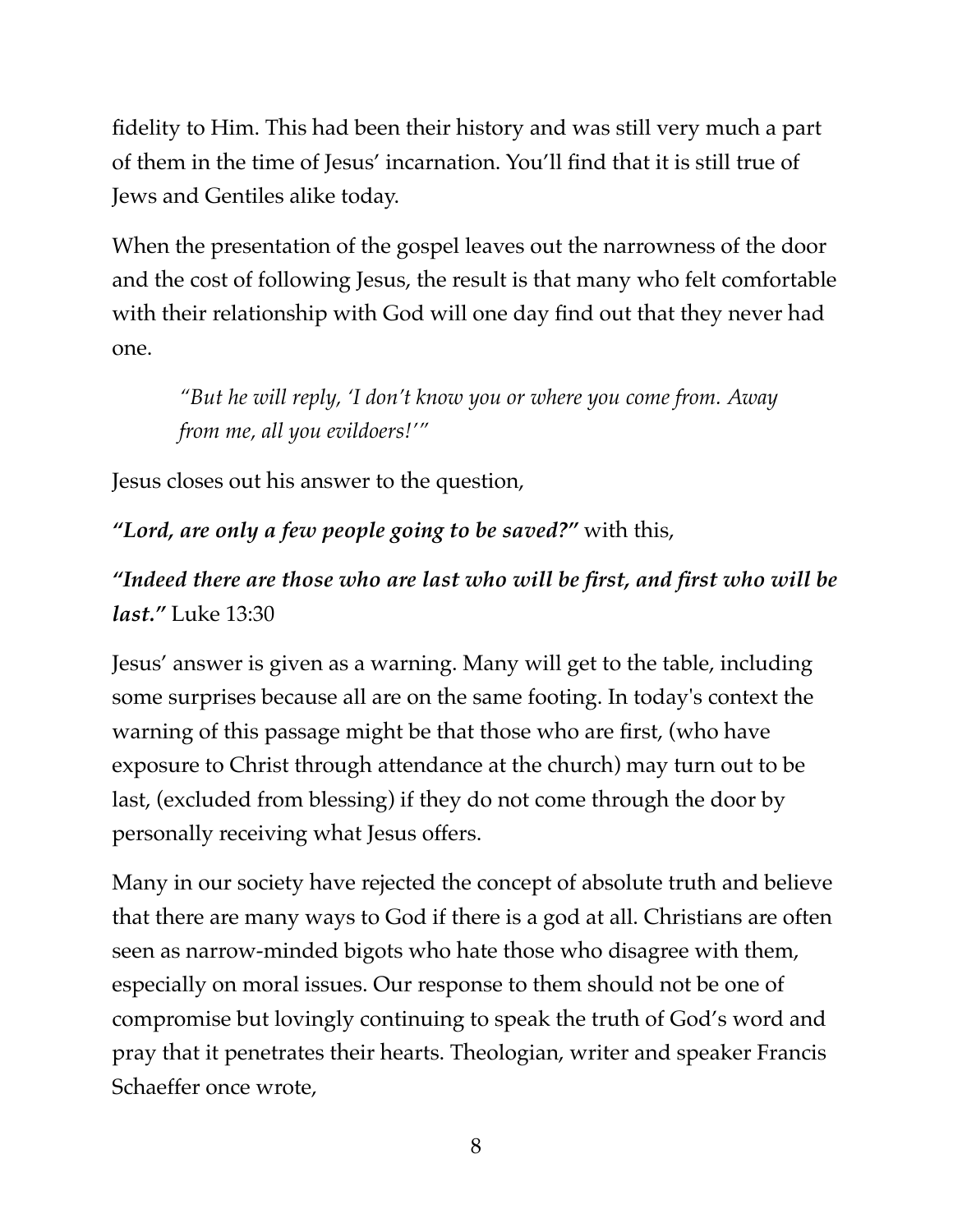fidelity to Him. This had been their history and was still very much a part of them in the time of Jesus' incarnation. You'll find that it is still true of Jews and Gentiles alike today.

When the presentation of the gospel leaves out the narrowness of the door and the cost of following Jesus, the result is that many who felt comfortable with their relationship with God will one day find out that they never had one.

> *"But he will reply, 'I don't know you or where you come from. Away from me, all you evildoers!'"*

Jesus closes out his answer to the question,

***"Lord, are only a few people going to be saved?"*** with this,

***"Indeed there are those who are last who will be first, and first who will be last."*** Luke 13:30

Jesus' answer is given as a warning. Many will get to the table, including some surprises because all are on the same footing. In today's context the warning of this passage might be that those who are first, (who have exposure to Christ through attendance at the church) may turn out to be last, (excluded from blessing) if they do not come through the door by personally receiving what Jesus offers.

Many in our society have rejected the concept of absolute truth and believe that there are many ways to God if there is a god at all. Christians are often seen as narrow-minded bigots who hate those who disagree with them, especially on moral issues. Our response to them should not be one of compromise but lovingly continuing to speak the truth of God's word and pray that it penetrates their hearts. Theologian, writer and speaker Francis Schaeffer once wrote,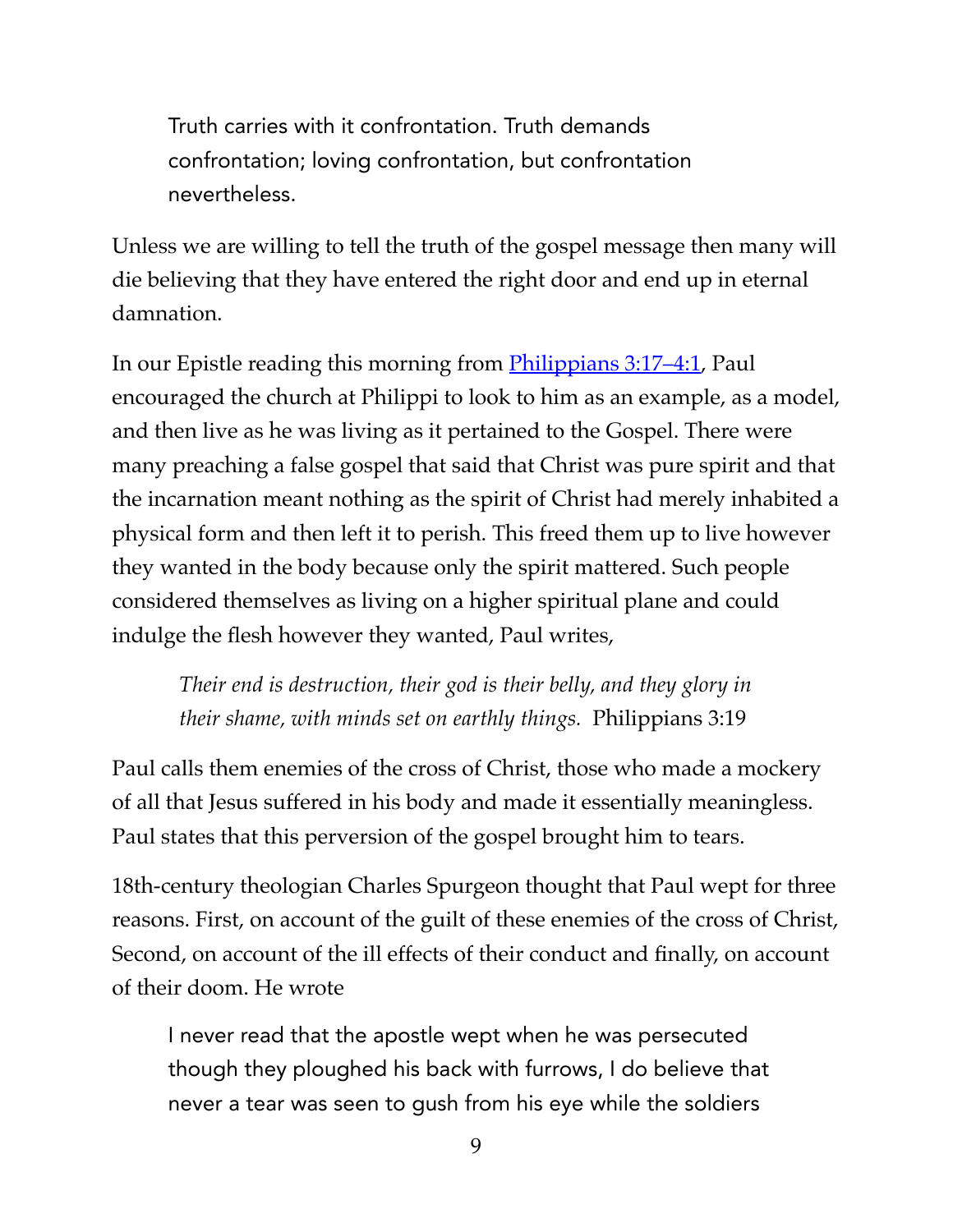> Truth carries with it confrontation. Truth demands confrontation; loving confrontation, but confrontation nevertheless.

Unless we are willing to tell the truth of the gospel message then many will die believing that they have entered the right door and end up in eternal damnation.

In our Epistle reading this morning from [Philippians 3:17–4:1](), Paul encouraged the church at Philippi to look to him as an example, as a model, and then live as he was living as it pertained to the Gospel. There were many preaching a false gospel that said that Christ was pure spirit and that the incarnation meant nothing as the spirit of Christ had merely inhabited a physical form and then left it to perish. This freed them up to live however they wanted in the body because only the spirit mattered. Such people considered themselves as living on a higher spiritual plane and could indulge the flesh however they wanted, Paul writes,

> *Their end is destruction, their god is their belly, and they glory in their shame, with minds set on earthly things.* Philippians 3:19

Paul calls them enemies of the cross of Christ, those who made a mockery of all that Jesus suffered in his body and made it essentially meaningless. Paul states that this perversion of the gospel brought him to tears.

18th-century theologian Charles Spurgeon thought that Paul wept for three reasons. First, on account of the guilt of these enemies of the cross of Christ, Second, on account of the ill effects of their conduct and finally, on account of their doom. He wrote

> I never read that the apostle wept when he was persecuted though they ploughed his back with furrows, I do believe that never a tear was seen to gush from his eye while the soldiers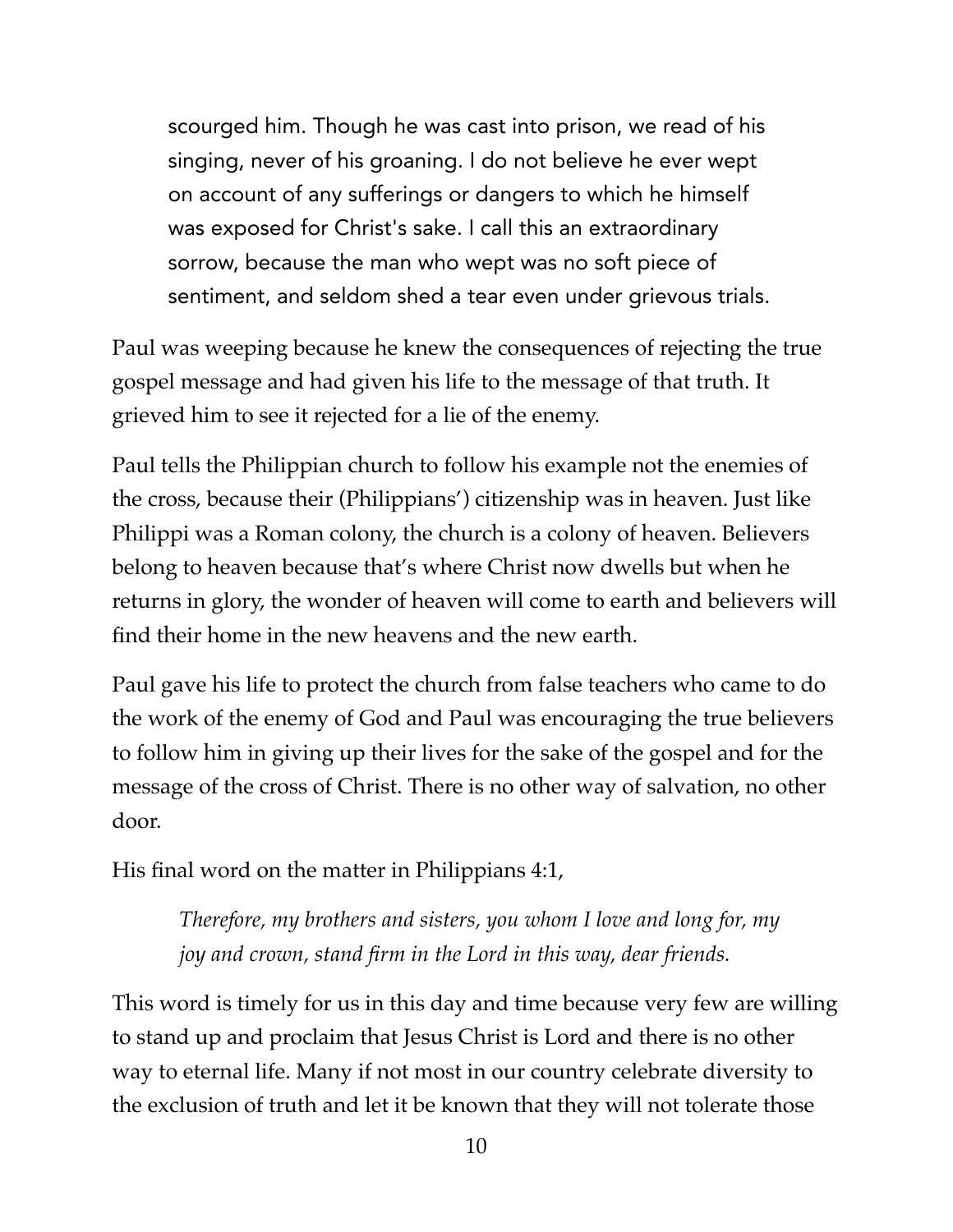> scourged him. Though he was cast into prison, we read of his singing, never of his groaning. I do not believe he ever wept on account of any sufferings or dangers to which he himself was exposed for Christ's sake. I call this an extraordinary sorrow, because the man who wept was no soft piece of sentiment, and seldom shed a tear even under grievous trials.

Paul was weeping because he knew the consequences of rejecting the true gospel message and had given his life to the message of that truth. It grieved him to see it rejected for a lie of the enemy.

Paul tells the Philippian church to follow his example not the enemies of the cross, because their (Philippians') citizenship was in heaven. Just like Philippi was a Roman colony, the church is a colony of heaven. Believers belong to heaven because that's where Christ now dwells but when he returns in glory, the wonder of heaven will come to earth and believers will find their home in the new heavens and the new earth.

Paul gave his life to protect the church from false teachers who came to do the work of the enemy of God and Paul was encouraging the true believers to follow him in giving up their lives for the sake of the gospel and for the message of the cross of Christ. There is no other way of salvation, no other door.

His final word on the matter in Philippians 4:1,

> *Therefore, my brothers and sisters, you whom I love and long for, my joy and crown, stand firm in the Lord in this way, dear friends.*

This word is timely for us in this day and time because very few are willing to stand up and proclaim that Jesus Christ is Lord and there is no other way to eternal life. Many if not most in our country celebrate diversity to the exclusion of truth and let it be known that they will not tolerate those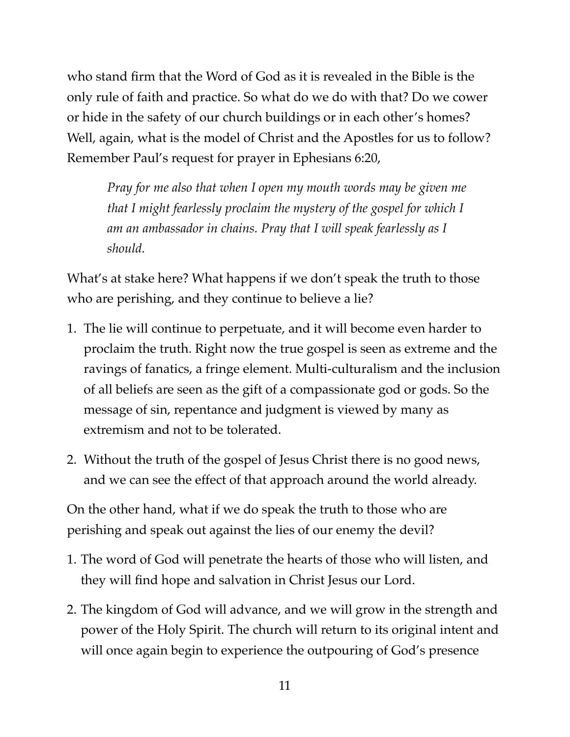who stand firm that the Word of God as it is revealed in the Bible is the only rule of faith and practice. So what do we do with that? Do we cower or hide in the safety of our church buildings or in each other's homes? Well, again, what is the model of Christ and the Apostles for us to follow? Remember Paul's request for prayer in Ephesians 6:20,

> *Pray for me also that when I open my mouth words may be given me that I might fearlessly proclaim the mystery of the gospel for which I am an ambassador in chains. Pray that I will speak fearlessly as I should.*

What's at stake here? What happens if we don't speak the truth to those who are perishing, and they continue to believe a lie?

1. The lie will continue to perpetuate, and it will become even harder to proclaim the truth. Right now the true gospel is seen as extreme and the ravings of fanatics, a fringe element. Multi-culturalism and the inclusion of all beliefs are seen as the gift of a compassionate god or gods. So the message of sin, repentance and judgment is viewed by many as extremism and not to be tolerated.
2. Without the truth of the gospel of Jesus Christ there is no good news, and we can see the effect of that approach around the world already.

On the other hand, what if we do speak the truth to those who are perishing and speak out against the lies of our enemy the devil?

1. The word of God will penetrate the hearts of those who will listen, and they will find hope and salvation in Christ Jesus our Lord.
2. The kingdom of God will advance, and we will grow in the strength and power of the Holy Spirit. The church will return to its original intent and will once again begin to experience the outpouring of God's presence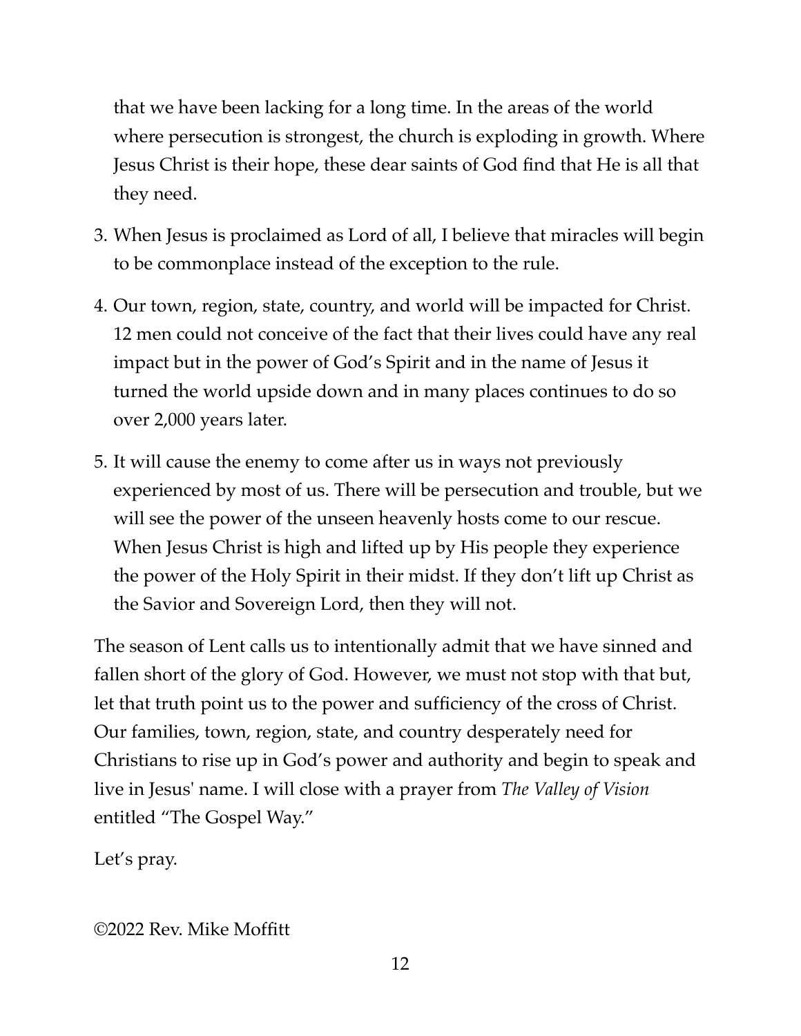that we have been lacking for a long time. In the areas of the world where persecution is strongest, the church is exploding in growth. Where Jesus Christ is their hope, these dear saints of God find that He is all that they need.

3. When Jesus is proclaimed as Lord of all, I believe that miracles will begin to be commonplace instead of the exception to the rule.
4. Our town, region, state, country, and world will be impacted for Christ. 12 men could not conceive of the fact that their lives could have any real impact but in the power of God's Spirit and in the name of Jesus it turned the world upside down and in many places continues to do so over 2,000 years later.
5. It will cause the enemy to come after us in ways not previously experienced by most of us. There will be persecution and trouble, but we will see the power of the unseen heavenly hosts come to our rescue. When Jesus Christ is high and lifted up by His people they experience the power of the Holy Spirit in their midst. If they don't lift up Christ as the Savior and Sovereign Lord, then they will not.

The season of Lent calls us to intentionally admit that we have sinned and fallen short of the glory of God. However, we must not stop with that but, let that truth point us to the power and sufficiency of the cross of Christ. Our families, town, region, state, and country desperately need for Christians to rise up in God's power and authority and begin to speak and live in Jesus' name. I will close with a prayer from *The Valley of Vision* entitled "The Gospel Way."

Let's pray.

©2022 Rev. Mike Moffitt